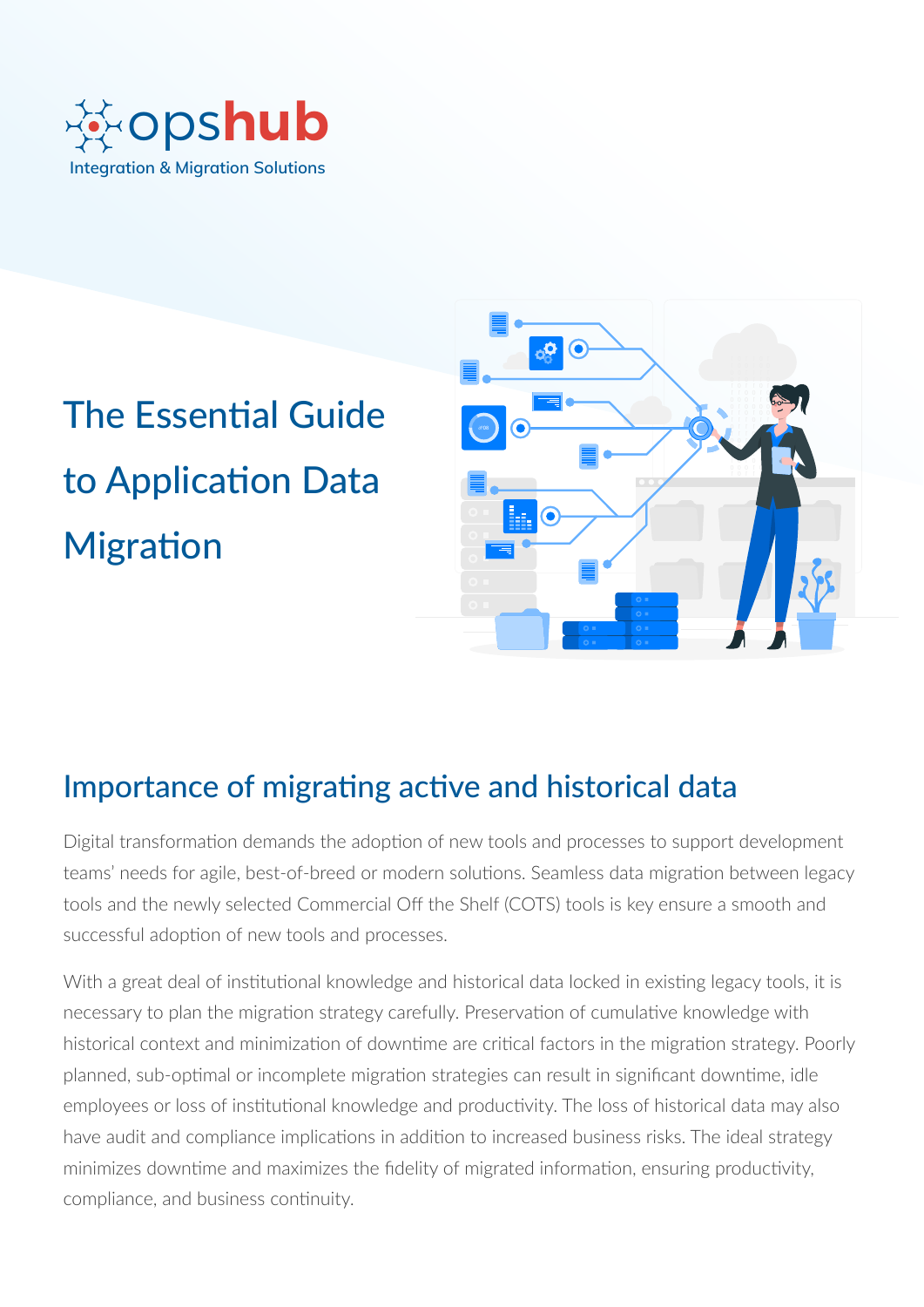opshub

Integration & Migration Solutions

# The Essential Guide to Application Data Migration

## Importance of migrating active and historical data

Digital transformation demands the adoption of new tools and processes to support development teams' needs for agile, best-of-breed or modern solutions. Seamless data migration between legacy tools and the newly selected Commercial Off the Shelf (COTS) tools is key ensure a smooth and successful adoption of new tools and processes.

With a great deal of institutional knowledge and historical data locked in existing legacy tools, it is necessary to plan the migration strategy carefully. Preservation of cumulative knowledge with historical context and minimization of downtime are critical factors in the migration strategy. Poorly planned, sub-optimal or incomplete migration strategies can result in significant downtime, idle employees or loss of institutional knowledge and productivity. The loss of historical data may also have audit and compliance implications in addition to increased business risks. The ideal strategy minimizes downtime and maximizes the fidelity of migrated information, ensuring productivity, compliance, and business continuity.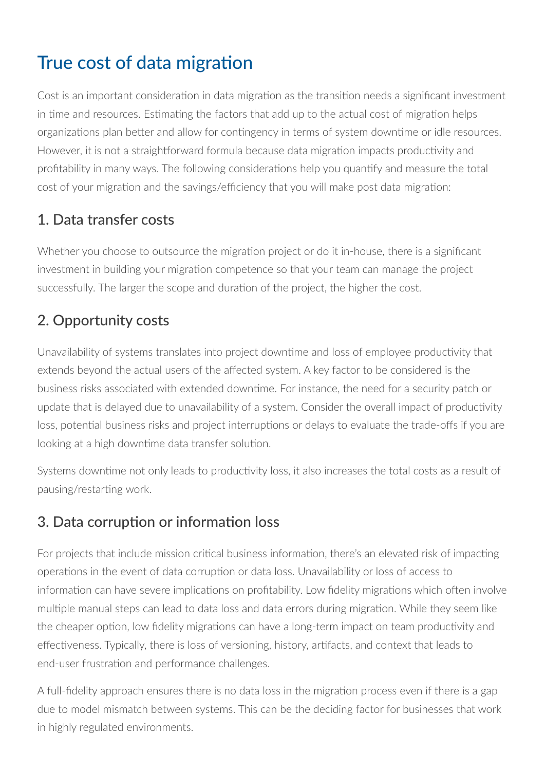# True cost of data migration

Cost is an important consideration in data migration as the transition needs a significant investment in time and resources. Estimating the factors that add up to the actual cost of migration helps organizations plan better and allow for contingency in terms of system downtime or idle resources. However, it is not a straightforward formula because data migration impacts productivity and profitability in many ways. The following considerations help you quantify and measure the total cost of your migration and the savings/efficiency that you will make post data migration:

## 1. Data transfer costs

Whether you choose to outsource the migration project or do it in-house, there is a significant investment in building your migration competence so that your team can manage the project successfully. The larger the scope and duration of the project, the higher the cost.

## 2. Opportunity costs

Unavailability of systems translates into project downtime and loss of employee productivity that extends beyond the actual users of the affected system. A key factor to be considered is the business risks associated with extended downtime. For instance, the need for a security patch or update that is delayed due to unavailability of a system. Consider the overall impact of productivity loss, potential business risks and project interruptions or delays to evaluate the trade-offs if you are looking at a high downtime data transfer solution.

Systems downtime not only leads to productivity loss, it also increases the total costs as a result of pausing/restarting work.

## 3. Data corruption or information loss

For projects that include mission critical business information, there's an elevated risk of impacting operations in the event of data corruption or data loss. Unavailability or loss of access to information can have severe implications on profitability. Low fidelity migrations which often involve multiple manual steps can lead to data loss and data errors during migration. While they seem like the cheaper option, low fidelity migrations can have a long-term impact on team productivity and effectiveness. Typically, there is loss of versioning, history, artifacts, and context that leads to end-user frustration and performance challenges.

A full-fidelity approach ensures there is no data loss in the migration process even if there is a gap due to model mismatch between systems. This can be the deciding factor for businesses that work in highly regulated environments.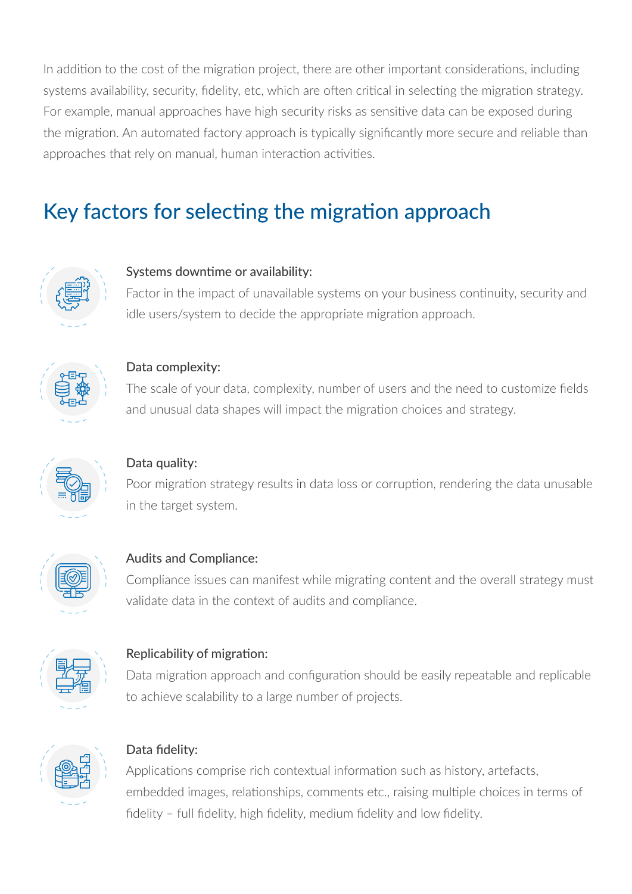In addition to the cost of the migration project, there are other important considerations, including systems availability, security, fidelity, etc, which are often critical in selecting the migration strategy. For example, manual approaches have high security risks as sensitive data can be exposed during the migration. An automated factory approach is typically significantly more secure and reliable than approaches that rely on manual, human interaction activities.

## Key factors for selecting the migration approach

**Systems downtime or availability:**
Factor in the impact of unavailable systems on your business continuity, security and idle users/system to decide the appropriate migration approach.

**Data complexity:**
The scale of your data, complexity, number of users and the need to customize fields and unusual data shapes will impact the migration choices and strategy.

**Data quality:**
Poor migration strategy results in data loss or corruption, rendering the data unusable in the target system.

**Audits and Compliance:**
Compliance issues can manifest while migrating content and the overall strategy must validate data in the context of audits and compliance.

**Replicability of migration:**
Data migration approach and configuration should be easily repeatable and replicable to achieve scalability to a large number of projects.

**Data fidelity:**
Applications comprise rich contextual information such as history, artefacts, embedded images, relationships, comments etc., raising multiple choices in terms of fidelity – full fidelity, high fidelity, medium fidelity and low fidelity.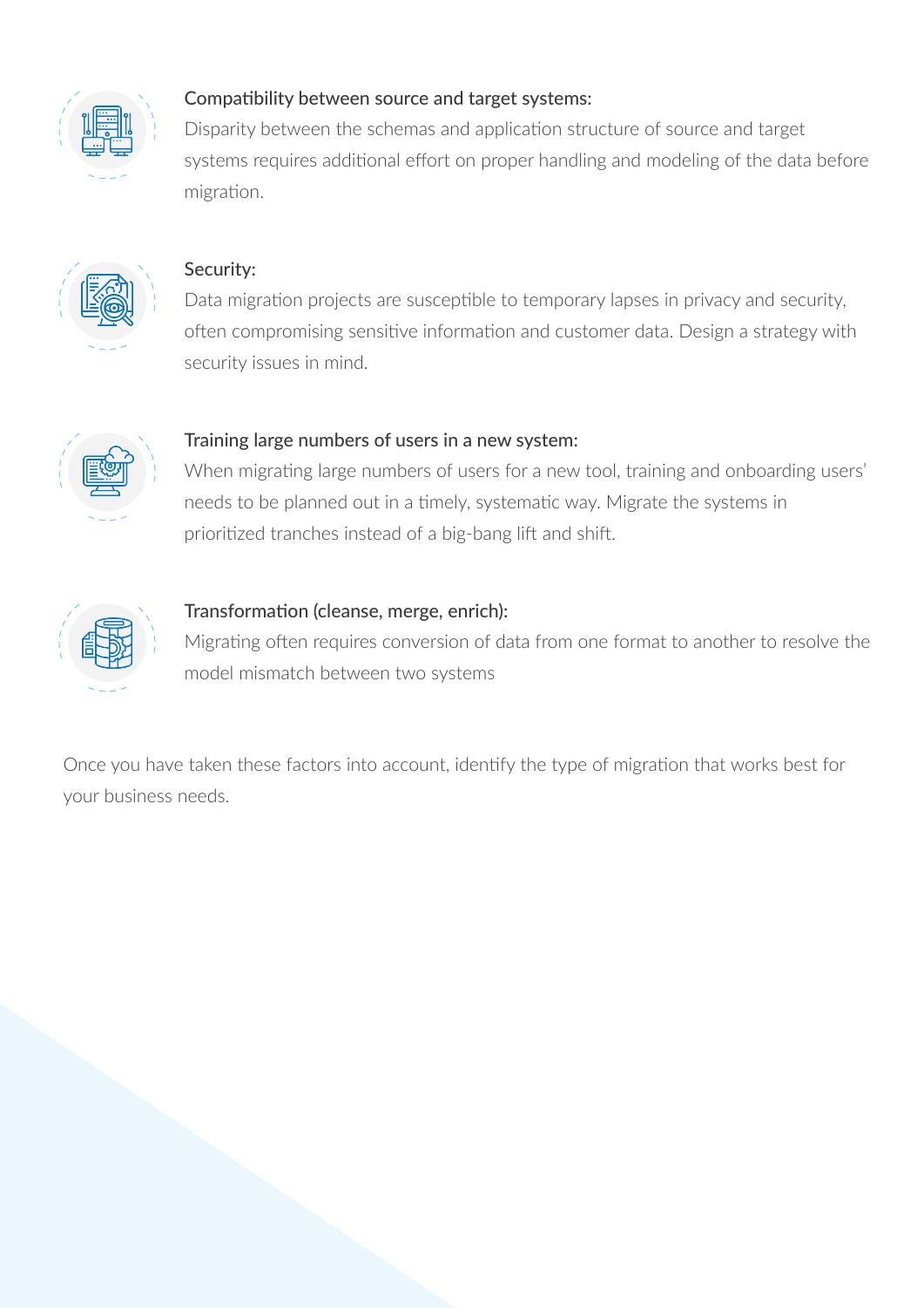**Compatibility between source and target systems:**
Disparity between the schemas and application structure of source and target systems requires additional effort on proper handling and modeling of the data before migration.

**Security:**
Data migration projects are susceptible to temporary lapses in privacy and security, often compromising sensitive information and customer data. Design a strategy with security issues in mind.

**Training large numbers of users in a new system:**
When migrating large numbers of users for a new tool, training and onboarding users' needs to be planned out in a timely, systematic way. Migrate the systems in prioritized tranches instead of a big-bang lift and shift.

**Transformation (cleanse, merge, enrich):**
Migrating often requires conversion of data from one format to another to resolve the model mismatch between two systems

Once you have taken these factors into account, identify the type of migration that works best for your business needs.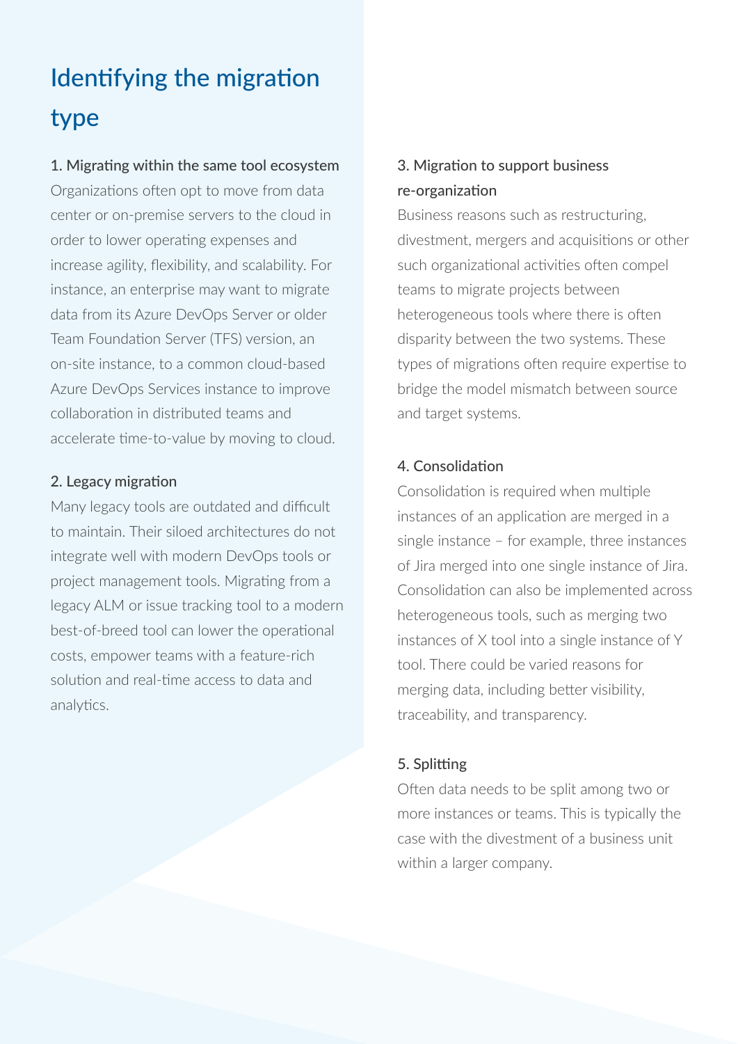# Identifying the migration type

### 1. Migrating within the same tool ecosystem

Organizations often opt to move from data center or on-premise servers to the cloud in order to lower operating expenses and increase agility, flexibility, and scalability. For instance, an enterprise may want to migrate data from its Azure DevOps Server or older Team Foundation Server (TFS) version, an on-site instance, to a common cloud-based Azure DevOps Services instance to improve collaboration in distributed teams and accelerate time-to-value by moving to cloud.

### 2. Legacy migration

Many legacy tools are outdated and difficult to maintain. Their siloed architectures do not integrate well with modern DevOps tools or project management tools. Migrating from a legacy ALM or issue tracking tool to a modern best-of-breed tool can lower the operational costs, empower teams with a feature-rich solution and real-time access to data and analytics.

### 3. Migration to support business re-organization

Business reasons such as restructuring, divestment, mergers and acquisitions or other such organizational activities often compel teams to migrate projects between heterogeneous tools where there is often disparity between the two systems. These types of migrations often require expertise to bridge the model mismatch between source and target systems.

### 4. Consolidation

Consolidation is required when multiple instances of an application are merged in a single instance – for example, three instances of Jira merged into one single instance of Jira. Consolidation can also be implemented across heterogeneous tools, such as merging two instances of X tool into a single instance of Y tool. There could be varied reasons for merging data, including better visibility, traceability, and transparency.

### 5. Splitting

Often data needs to be split among two or more instances or teams. This is typically the case with the divestment of a business unit within a larger company.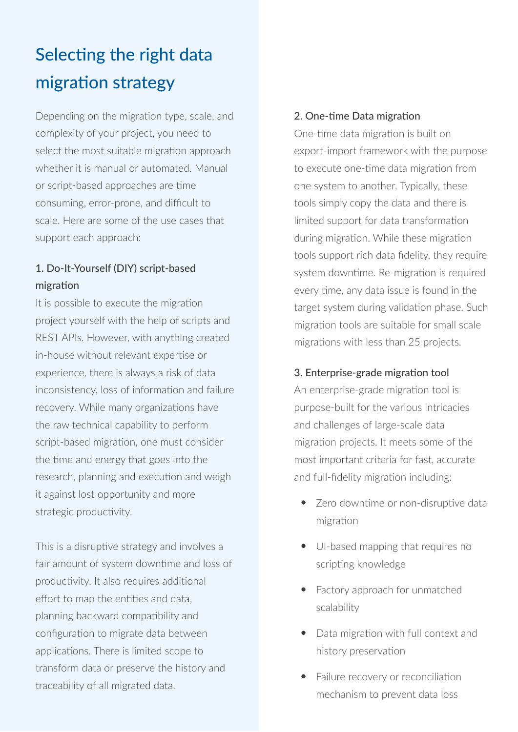# Selecting the right data migration strategy

Depending on the migration type, scale, and complexity of your project, you need to select the most suitable migration approach whether it is manual or automated. Manual or script-based approaches are time consuming, error-prone, and difficult to scale. Here are some of the use cases that support each approach:

### 1. Do-It-Yourself (DIY) script-based migration

It is possible to execute the migration project yourself with the help of scripts and REST APIs. However, with anything created in-house without relevant expertise or experience, there is always a risk of data inconsistency, loss of information and failure recovery. While many organizations have the raw technical capability to perform script-based migration, one must consider the time and energy that goes into the research, planning and execution and weigh it against lost opportunity and more strategic productivity.

This is a disruptive strategy and involves a fair amount of system downtime and loss of productivity. It also requires additional effort to map the entities and data, planning backward compatibility and configuration to migrate data between applications. There is limited scope to transform data or preserve the history and traceability of all migrated data.

### 2. One-time Data migration

One-time data migration is built on export-import framework with the purpose to execute one-time data migration from one system to another. Typically, these tools simply copy the data and there is limited support for data transformation during migration. While these migration tools support rich data fidelity, they require system downtime. Re-migration is required every time, any data issue is found in the target system during validation phase. Such migration tools are suitable for small scale migrations with less than 25 projects.

### 3. Enterprise-grade migration tool

An enterprise-grade migration tool is purpose-built for the various intricacies and challenges of large-scale data migration projects. It meets some of the most important criteria for fast, accurate and full-fidelity migration including:

- Zero downtime or non-disruptive data migration
- UI-based mapping that requires no scripting knowledge
- Factory approach for unmatched scalability
- Data migration with full context and history preservation
- Failure recovery or reconciliation mechanism to prevent data loss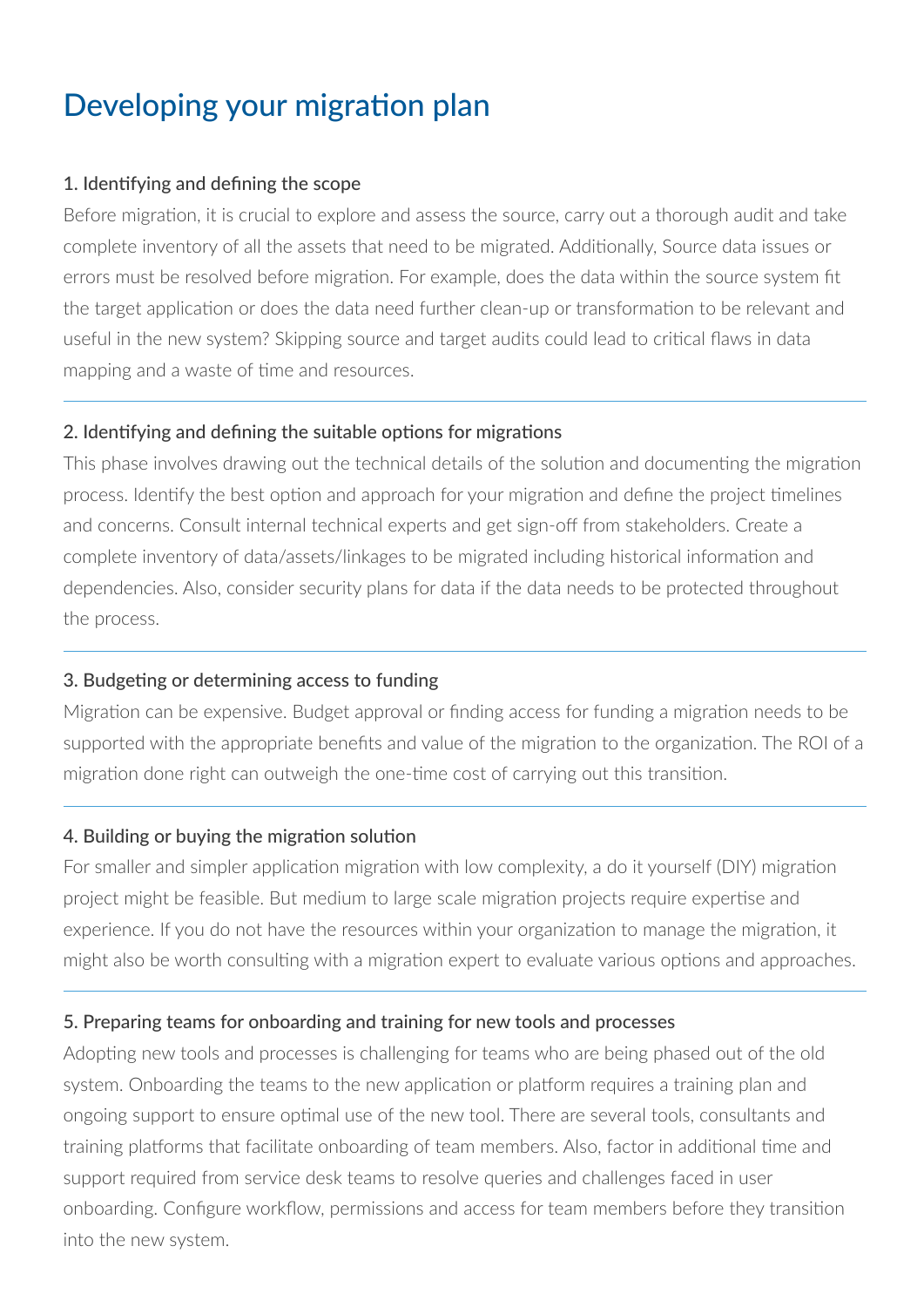# Developing your migration plan

### 1. Identifying and defining the scope

Before migration, it is crucial to explore and assess the source, carry out a thorough audit and take complete inventory of all the assets that need to be migrated. Additionally, Source data issues or errors must be resolved before migration. For example, does the data within the source system fit the target application or does the data need further clean-up or transformation to be relevant and useful in the new system? Skipping source and target audits could lead to critical flaws in data mapping and a waste of time and resources.

---

### 2. Identifying and defining the suitable options for migrations

This phase involves drawing out the technical details of the solution and documenting the migration process. Identify the best option and approach for your migration and define the project timelines and concerns. Consult internal technical experts and get sign-off from stakeholders. Create a complete inventory of data/assets/linkages to be migrated including historical information and dependencies. Also, consider security plans for data if the data needs to be protected throughout the process.

---

### 3. Budgeting or determining access to funding

Migration can be expensive. Budget approval or finding access for funding a migration needs to be supported with the appropriate benefits and value of the migration to the organization. The ROI of a migration done right can outweigh the one-time cost of carrying out this transition.

---

### 4. Building or buying the migration solution

For smaller and simpler application migration with low complexity, a do it yourself (DIY) migration project might be feasible. But medium to large scale migration projects require expertise and experience. If you do not have the resources within your organization to manage the migration, it might also be worth consulting with a migration expert to evaluate various options and approaches.

---

### 5. Preparing teams for onboarding and training for new tools and processes

Adopting new tools and processes is challenging for teams who are being phased out of the old system. Onboarding the teams to the new application or platform requires a training plan and ongoing support to ensure optimal use of the new tool. There are several tools, consultants and training platforms that facilitate onboarding of team members. Also, factor in additional time and support required from service desk teams to resolve queries and challenges faced in user onboarding. Configure workflow, permissions and access for team members before they transition into the new system.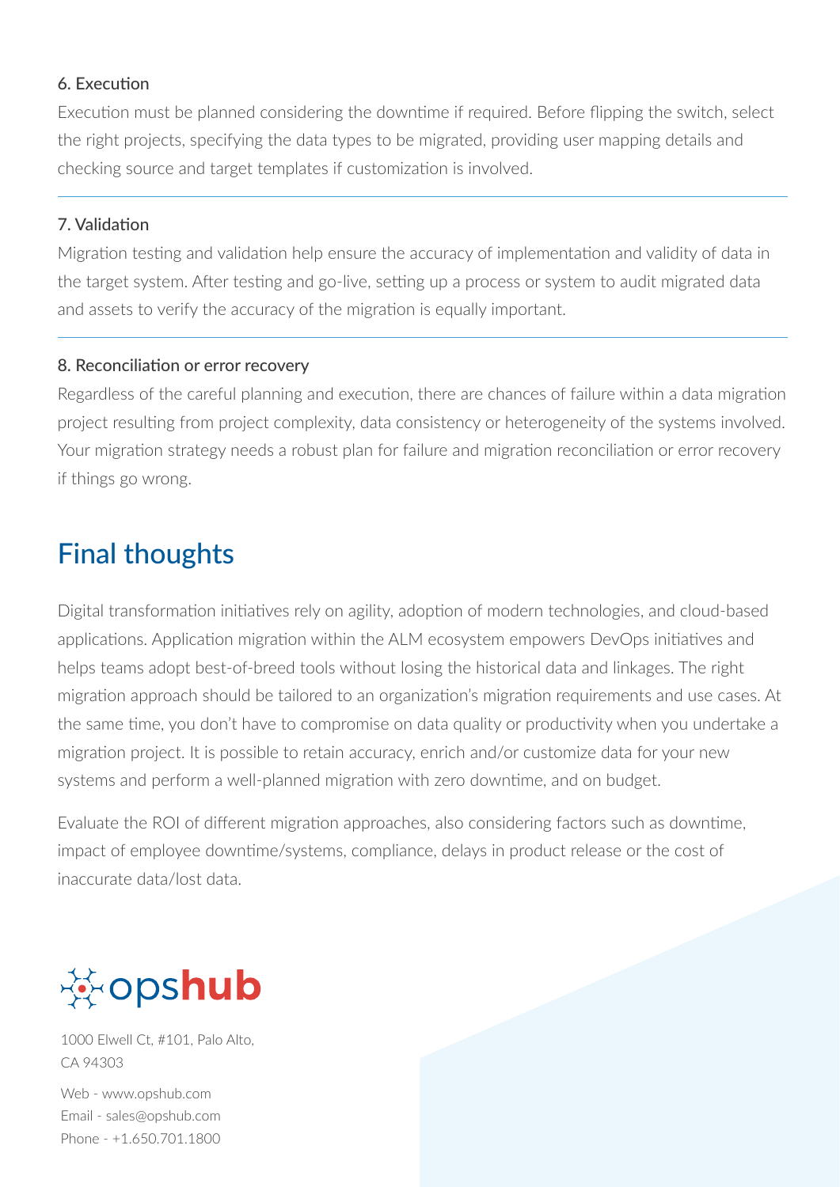### 6. Execution

Execution must be planned considering the downtime if required. Before flipping the switch, select the right projects, specifying the data types to be migrated, providing user mapping details and checking source and target templates if customization is involved.

### 7. Validation

Migration testing and validation help ensure the accuracy of implementation and validity of data in the target system. After testing and go-live, setting up a process or system to audit migrated data and assets to verify the accuracy of the migration is equally important.

### 8. Reconciliation or error recovery

Regardless of the careful planning and execution, there are chances of failure within a data migration project resulting from project complexity, data consistency or heterogeneity of the systems involved. Your migration strategy needs a robust plan for failure and migration reconciliation or error recovery if things go wrong.

## Final thoughts

Digital transformation initiatives rely on agility, adoption of modern technologies, and cloud-based applications. Application migration within the ALM ecosystem empowers DevOps initiatives and helps teams adopt best-of-breed tools without losing the historical data and linkages. The right migration approach should be tailored to an organization's migration requirements and use cases. At the same time, you don't have to compromise on data quality or productivity when you undertake a migration project. It is possible to retain accuracy, enrich and/or customize data for your new systems and perform a well-planned migration with zero downtime, and on budget.

Evaluate the ROI of different migration approaches, also considering factors such as downtime, impact of employee downtime/systems, compliance, delays in product release or the cost of inaccurate data/lost data.

opshub

1000 Elwell Ct, #101, Palo Alto,
CA 94303

Web - www.opshub.com
Email - sales@opshub.com
Phone - +1.650.701.1800